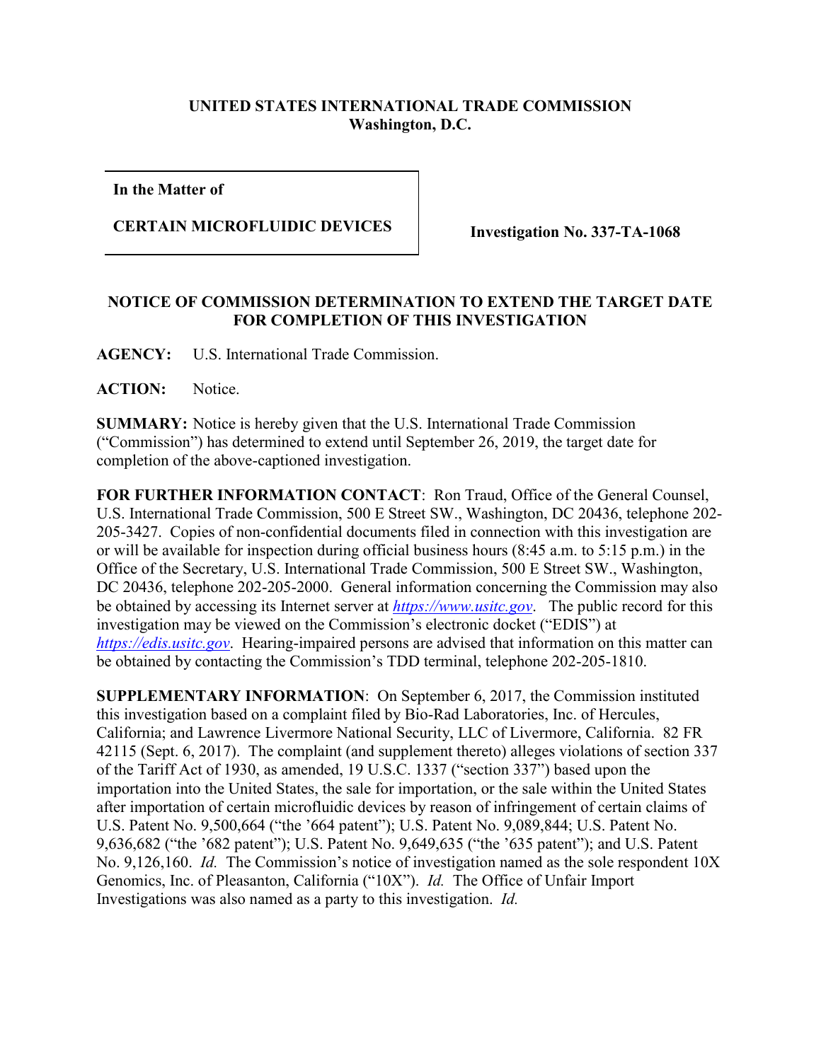**UNITED STATES INTERNATIONAL TRADE COMMISSION**
**Washington, D.C.**

| In the Matter of<br><br>CERTAIN MICROFLUIDIC DEVICES | Investigation No. 337-TA-1068 |
|---|---|

**NOTICE OF COMMISSION DETERMINATION TO EXTEND THE TARGET DATE FOR COMPLETION OF THIS INVESTIGATION**

**AGENCY:** U.S. International Trade Commission.

**ACTION:** Notice.

**SUMMARY:** Notice is hereby given that the U.S. International Trade Commission ("Commission") has determined to extend until September 26, 2019, the target date for completion of the above-captioned investigation.

**FOR FURTHER INFORMATION CONTACT**: Ron Traud, Office of the General Counsel, U.S. International Trade Commission, 500 E Street SW., Washington, DC 20436, telephone 202-205-3427. Copies of non-confidential documents filed in connection with this investigation are or will be available for inspection during official business hours (8:45 a.m. to 5:15 p.m.) in the Office of the Secretary, U.S. International Trade Commission, 500 E Street SW., Washington, DC 20436, telephone 202-205-2000. General information concerning the Commission may also be obtained by accessing its Internet server at *https://www.usitc.gov*. The public record for this investigation may be viewed on the Commission's electronic docket ("EDIS") at *https://edis.usitc.gov*. Hearing-impaired persons are advised that information on this matter can be obtained by contacting the Commission's TDD terminal, telephone 202-205-1810.

**SUPPLEMENTARY INFORMATION**: On September 6, 2017, the Commission instituted this investigation based on a complaint filed by Bio-Rad Laboratories, Inc. of Hercules, California; and Lawrence Livermore National Security, LLC of Livermore, California. 82 FR 42115 (Sept. 6, 2017). The complaint (and supplement thereto) alleges violations of section 337 of the Tariff Act of 1930, as amended, 19 U.S.C. 1337 ("section 337") based upon the importation into the United States, the sale for importation, or the sale within the United States after importation of certain microfluidic devices by reason of infringement of certain claims of U.S. Patent No. 9,500,664 ("the '664 patent"); U.S. Patent No. 9,089,844; U.S. Patent No. 9,636,682 ("the '682 patent"); U.S. Patent No. 9,649,635 ("the '635 patent"); and U.S. Patent No. 9,126,160. *Id.* The Commission's notice of investigation named as the sole respondent 10X Genomics, Inc. of Pleasanton, California ("10X"). *Id.* The Office of Unfair Import Investigations was also named as a party to this investigation. *Id.*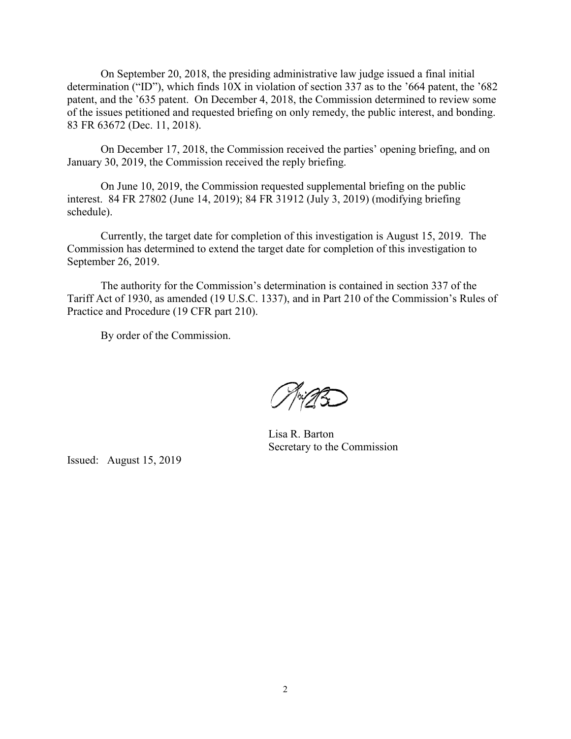On September 20, 2018, the presiding administrative law judge issued a final initial determination ("ID"), which finds 10X in violation of section 337 as to the '664 patent, the '682 patent, and the '635 patent. On December 4, 2018, the Commission determined to review some of the issues petitioned and requested briefing on only remedy, the public interest, and bonding. 83 FR 63672 (Dec. 11, 2018).

On December 17, 2018, the Commission received the parties' opening briefing, and on January 30, 2019, the Commission received the reply briefing.

On June 10, 2019, the Commission requested supplemental briefing on the public interest. 84 FR 27802 (June 14, 2019); 84 FR 31912 (July 3, 2019) (modifying briefing schedule).

Currently, the target date for completion of this investigation is August 15, 2019. The Commission has determined to extend the target date for completion of this investigation to September 26, 2019.

The authority for the Commission's determination is contained in section 337 of the Tariff Act of 1930, as amended (19 U.S.C. 1337), and in Part 210 of the Commission's Rules of Practice and Procedure (19 CFR part 210).

By order of the Commission.

Lisa R. Barton
Secretary to the Commission

Issued: August 15, 2019